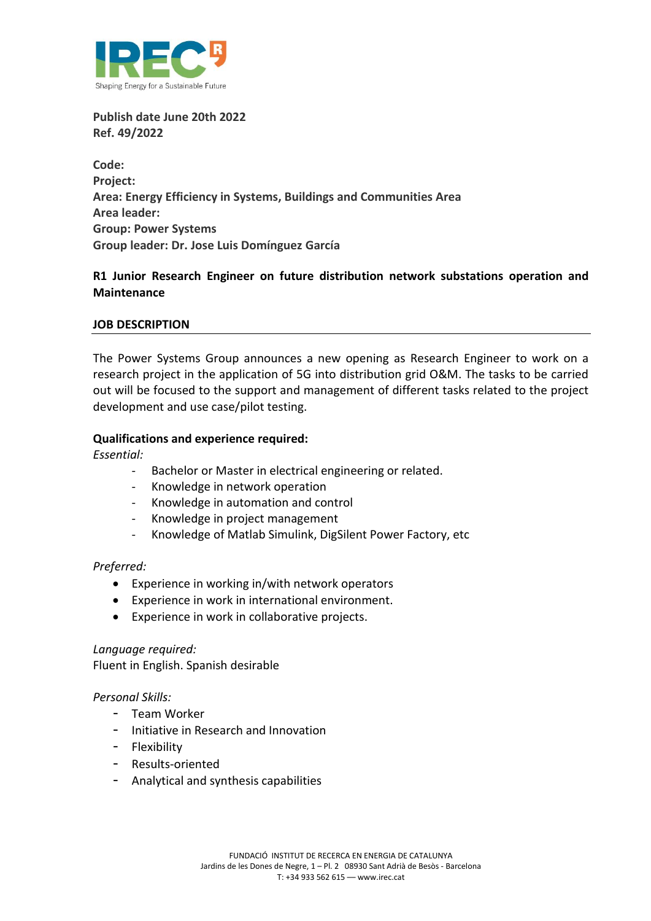**Publish date June 20th 2022**
**Ref. 49/2022**

**Code:**
**Project:**
**Area: Energy Efficiency in Systems, Buildings and Communities Area**
**Area leader:**
**Group: Power Systems**
**Group leader: Dr. Jose Luis Domínguez García**

**R1 Junior Research Engineer on future distribution network substations operation and Maintenance**

## JOB DESCRIPTION

The Power Systems Group announces a new opening as Research Engineer to work on a research project in the application of 5G into distribution grid O&M. The tasks to be carried out will be focused to the support and management of different tasks related to the project development and use case/pilot testing.

**Qualifications and experience required:**

*Essential:*

- Bachelor or Master in electrical engineering or related.
- Knowledge in network operation
- Knowledge in automation and control
- Knowledge in project management
- Knowledge of Matlab Simulink, DigSilent Power Factory, etc

*Preferred:*

- Experience in working in/with network operators
- Experience in work in international environment.
- Experience in work in collaborative projects.

*Language required:*

Fluent in English. Spanish desirable

*Personal Skills:*

- Team Worker
- Initiative in Research and Innovation
- Flexibility
- Results-oriented
- Analytical and synthesis capabilities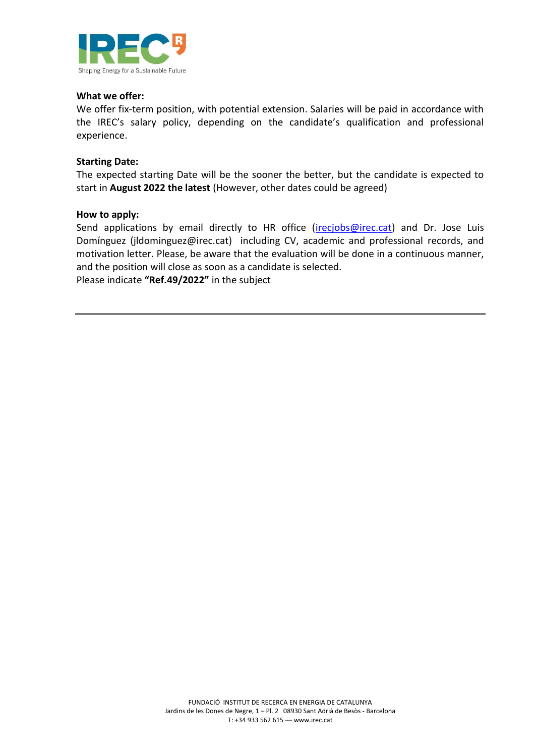**What we offer:**

We offer fix-term position, with potential extension. Salaries will be paid in accordance with the IREC's salary policy, depending on the candidate's qualification and professional experience.

**Starting Date:**

The expected starting Date will be the sooner the better, but the candidate is expected to start in **August 2022 the latest** (However, other dates could be agreed)

**How to apply:**

Send applications by email directly to HR office (irecjobs@irec.cat) and Dr. Jose Luis Domínguez (jldominguez@irec.cat) including CV, academic and professional records, and motivation letter. Please, be aware that the evaluation will be done in a continuous manner, and the position will close as soon as a candidate is selected.

Please indicate **"Ref.49/2022"** in the subject

---